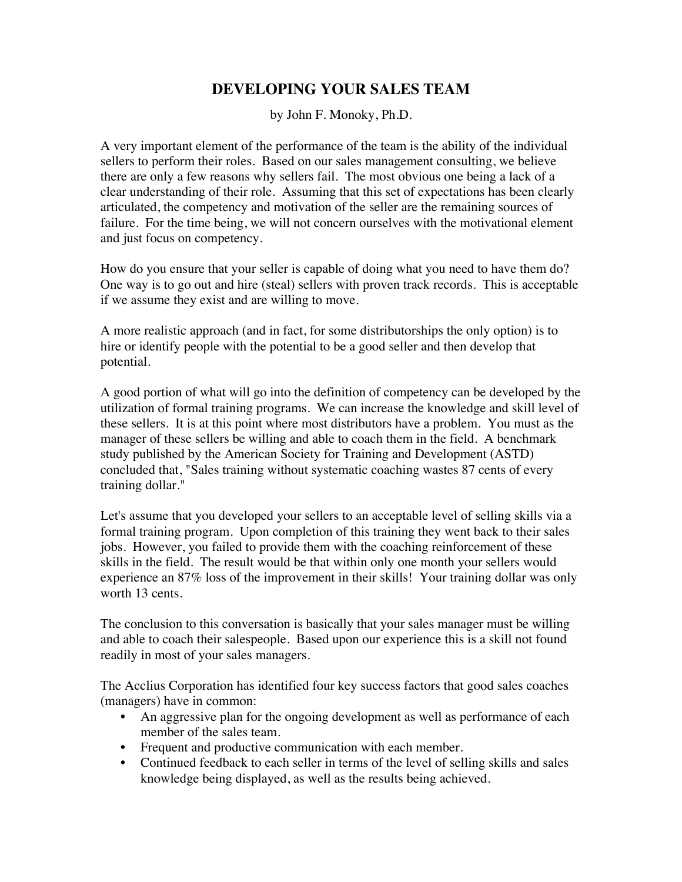# DEVELOPING YOUR SALES TEAM

by John F. Monoky, Ph.D.

A very important element of the performance of the team is the ability of the individual sellers to perform their roles. Based on our sales management consulting, we believe there are only a few reasons why sellers fail. The most obvious one being a lack of a clear understanding of their role. Assuming that this set of expectations has been clearly articulated, the competency and motivation of the seller are the remaining sources of failure. For the time being, we will not concern ourselves with the motivational element and just focus on competency.

How do you ensure that your seller is capable of doing what you need to have them do? One way is to go out and hire (steal) sellers with proven track records. This is acceptable if we assume they exist and are willing to move.

A more realistic approach (and in fact, for some distributorships the only option) is to hire or identify people with the potential to be a good seller and then develop that potential.

A good portion of what will go into the definition of competency can be developed by the utilization of formal training programs. We can increase the knowledge and skill level of these sellers. It is at this point where most distributors have a problem. You must as the manager of these sellers be willing and able to coach them in the field. A benchmark study published by the American Society for Training and Development (ASTD) concluded that, "Sales training without systematic coaching wastes 87 cents of every training dollar."

Let's assume that you developed your sellers to an acceptable level of selling skills via a formal training program. Upon completion of this training they went back to their sales jobs. However, you failed to provide them with the coaching reinforcement of these skills in the field. The result would be that within only one month your sellers would experience an 87% loss of the improvement in their skills! Your training dollar was only worth 13 cents.

The conclusion to this conversation is basically that your sales manager must be willing and able to coach their salespeople. Based upon our experience this is a skill not found readily in most of your sales managers.

The Acclius Corporation has identified four key success factors that good sales coaches (managers) have in common:

- An aggressive plan for the ongoing development as well as performance of each member of the sales team.
- Frequent and productive communication with each member.
- Continued feedback to each seller in terms of the level of selling skills and sales knowledge being displayed, as well as the results being achieved.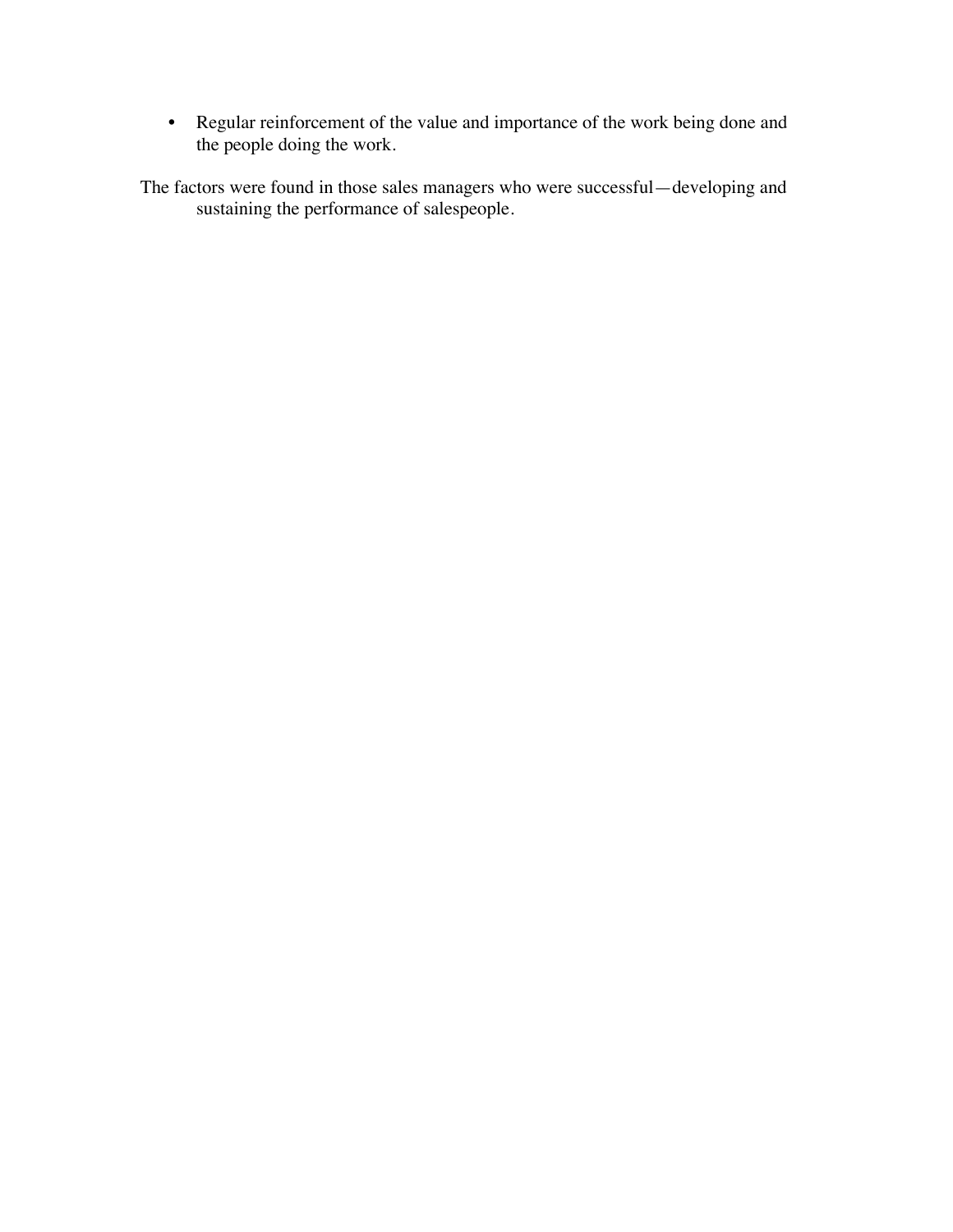- Regular reinforcement of the value and importance of the work being done and the people doing the work.

The factors were found in those sales managers who were successful—developing and sustaining the performance of salespeople.